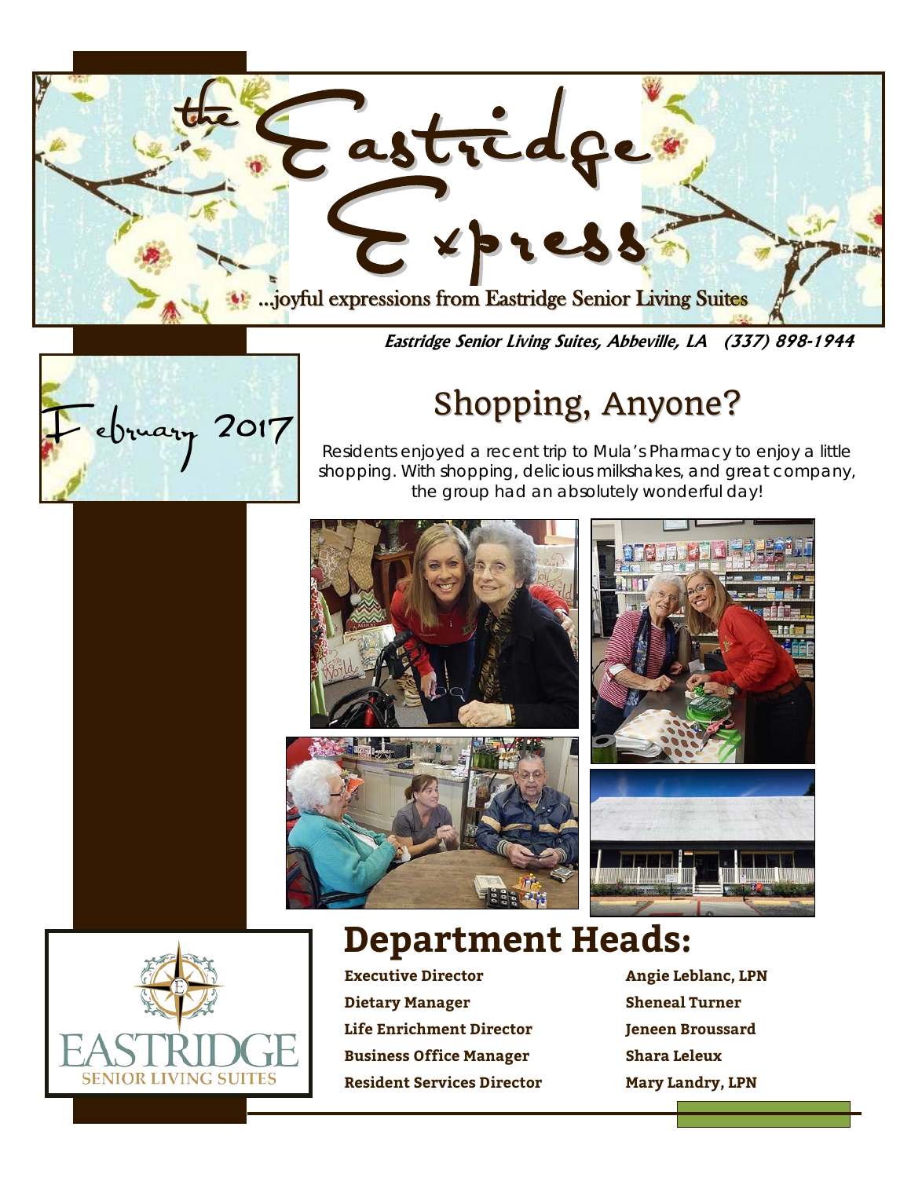# the Eastridge Express

...joyful expressions from Eastridge Senior Living Suites

*Eastridge Senior Living Suites, Abbeville, LA (337) 898-1944*

February 2017

## Shopping, Anyone?

Residents enjoyed a recent trip to Mula's Pharmacy to enjoy a little shopping. With shopping, delicious milkshakes, and great company, the group had an absolutely wonderful day!

## Department Heads:

| | |
|---|---|
| **Executive Director** | **Angie Leblanc, LPN** |
| **Dietary Manager** | **Sheneal Turner** |
| **Life Enrichment Director** | **Jeneen Broussard** |
| **Business Office Manager** | **Shara Leleux** |
| **Resident Services Director** | **Mary Landry, LPN** |

EASTRIDGE
SENIOR LIVING SUITES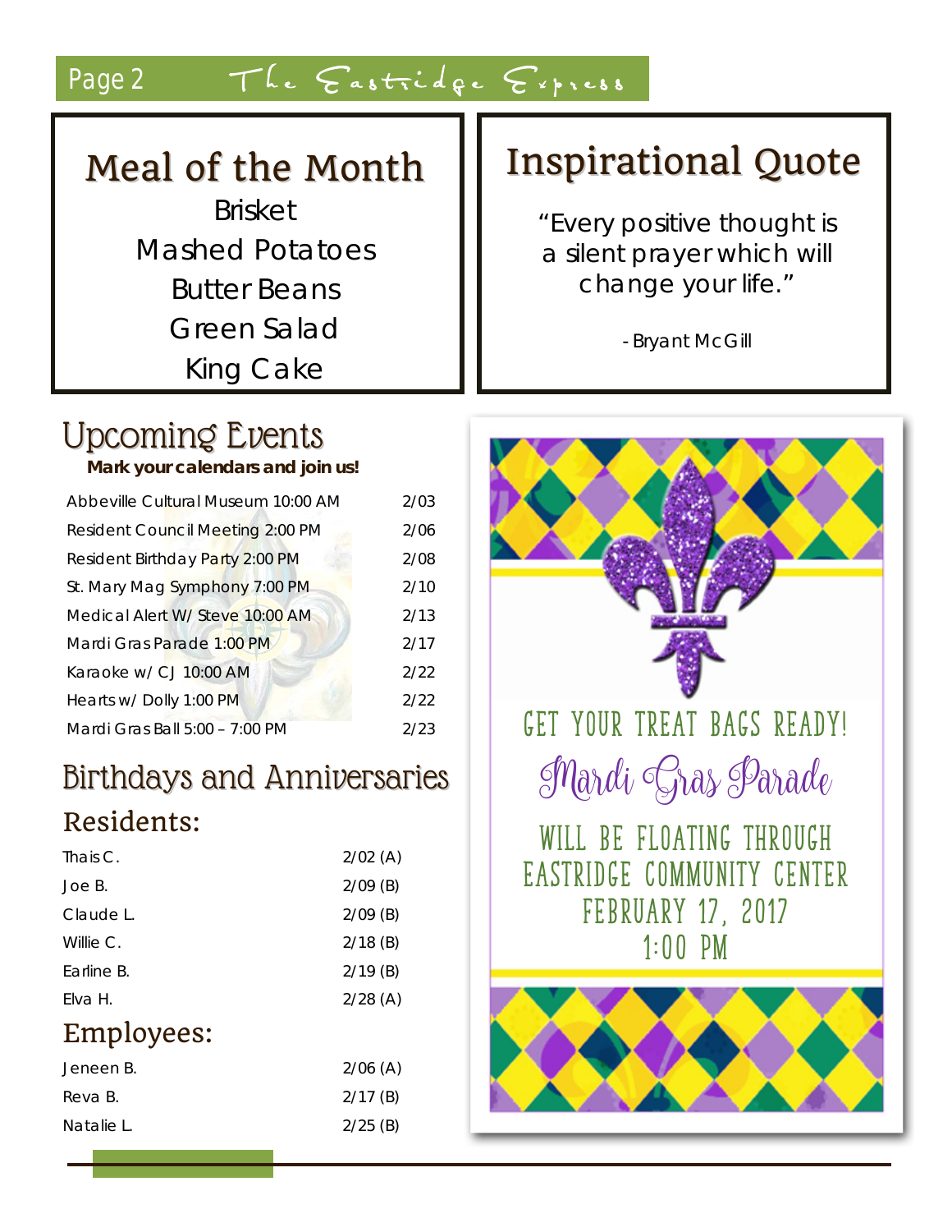# Meal of the Month

Brisket

Mashed Potatoes

Butter Beans

Green Salad

King Cake

# Inspirational Quote

"Every positive thought is a silent prayer which will change your life."

- Bryant McGill

## Upcoming Events

**Mark your calendars and join us!**

| | |
|---|---|
| Abbeville Cultural Museum 10:00 AM | 2/03 |
| Resident Council Meeting 2:00 PM | 2/06 |
| Resident Birthday Party 2:00 PM | 2/08 |
| St. Mary Mag Symphony 7:00 PM | 2/10 |
| Medical Alert W/ Steve 10:00 AM | 2/13 |
| Mardi Gras Parade 1:00 PM | 2/17 |
| Karaoke w/ CJ 10:00 AM | 2/22 |
| Hearts w/ Dolly 1:00 PM | 2/22 |
| Mardi Gras Ball 5:00 – 7:00 PM | 2/23 |

## Birthdays and Anniversaries

### Residents:

| | |
|---|---|
| Thais C. | 2/02 (A) |
| Joe B. | 2/09 (B) |
| Claude L. | 2/09 (B) |
| Willie C. | 2/18 (B) |
| Earline B. | 2/19 (B) |
| Elva H. | 2/28 (A) |

### Employees:

| | |
|---|---|
| Jeneen B. | 2/06 (A) |
| Reva B. | 2/17 (B) |
| Natalie L. | 2/25 (B) |

GET YOUR TREAT BAGS READY!

Mardi Gras Parade

WILL BE FLOATING THROUGH EASTRIDGE COMMUNITY CENTER FEBRUARY 17, 2017 1:00 PM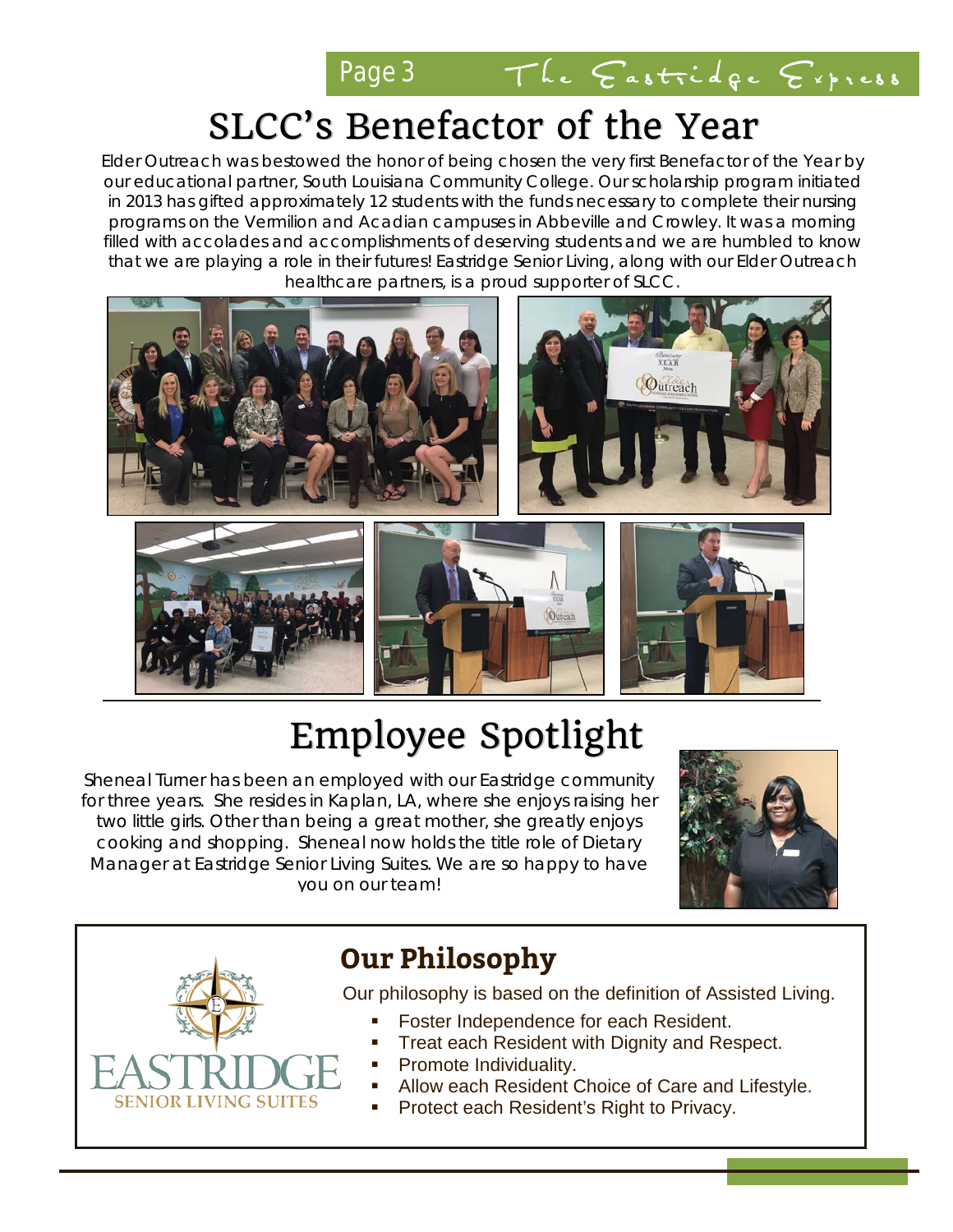# SLCC's Benefactor of the Year

Elder Outreach was bestowed the honor of being chosen the very first Benefactor of the Year by our educational partner, South Louisiana Community College. Our scholarship program initiated in 2013 has gifted approximately 12 students with the funds necessary to complete their nursing programs on the Vermilion and Acadian campuses in Abbeville and Crowley. It was a morning filled with accolades and accomplishments of deserving students and we are humbled to know that we are playing a role in their futures! Eastridge Senior Living, along with our Elder Outreach healthcare partners, is a proud supporter of SLCC.

# Employee Spotlight

Sheneal Turner has been an employed with our Eastridge community for three years. She resides in Kaplan, LA, where she enjoys raising her two little girls. Other than being a great mother, she greatly enjoys cooking and shopping. Sheneal now holds the title role of Dietary Manager at Eastridge Senior Living Suites. We are so happy to have you on our team!

## Our Philosophy

Our philosophy is based on the definition of Assisted Living.

- Foster Independence for each Resident.
- Treat each Resident with Dignity and Respect.
- Promote Individuality.
- Allow each Resident Choice of Care and Lifestyle.
- Protect each Resident's Right to Privacy.

EASTRIDGE SENIOR LIVING SUITES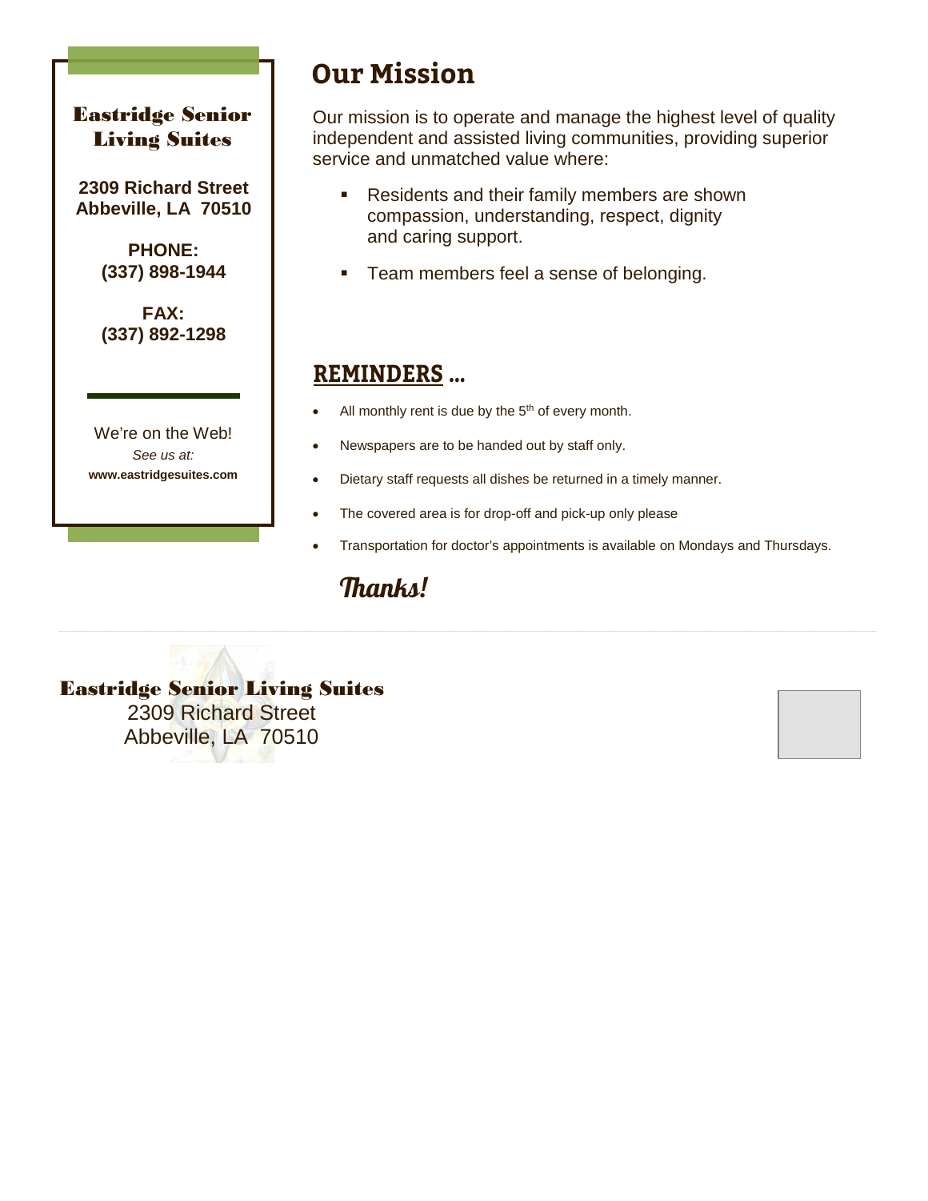**Eastridge Senior Living Suites**

**2309 Richard Street**
**Abbeville, LA 70510**

**PHONE:**
**(337) 898-1944**

**FAX:**
**(337) 892-1298**

We're on the Web!
*See us at:*
**www.eastridgesuites.com**

# Our Mission

Our mission is to operate and manage the highest level of quality independent and assisted living communities, providing superior service and unmatched value where:

- Residents and their family members are shown compassion, understanding, respect, dignity and caring support.
- Team members feel a sense of belonging.

## REMINDERS …

- All monthly rent is due by the 5th of every month.
- Newspapers are to be handed out by staff only.
- Dietary staff requests all dishes be returned in a timely manner.
- The covered area is for drop-off and pick-up only please
- Transportation for doctor's appointments is available on Mondays and Thursdays.

*Thanks!*

---

**Eastridge Senior Living Suites**
2309 Richard Street
Abbeville, LA 70510